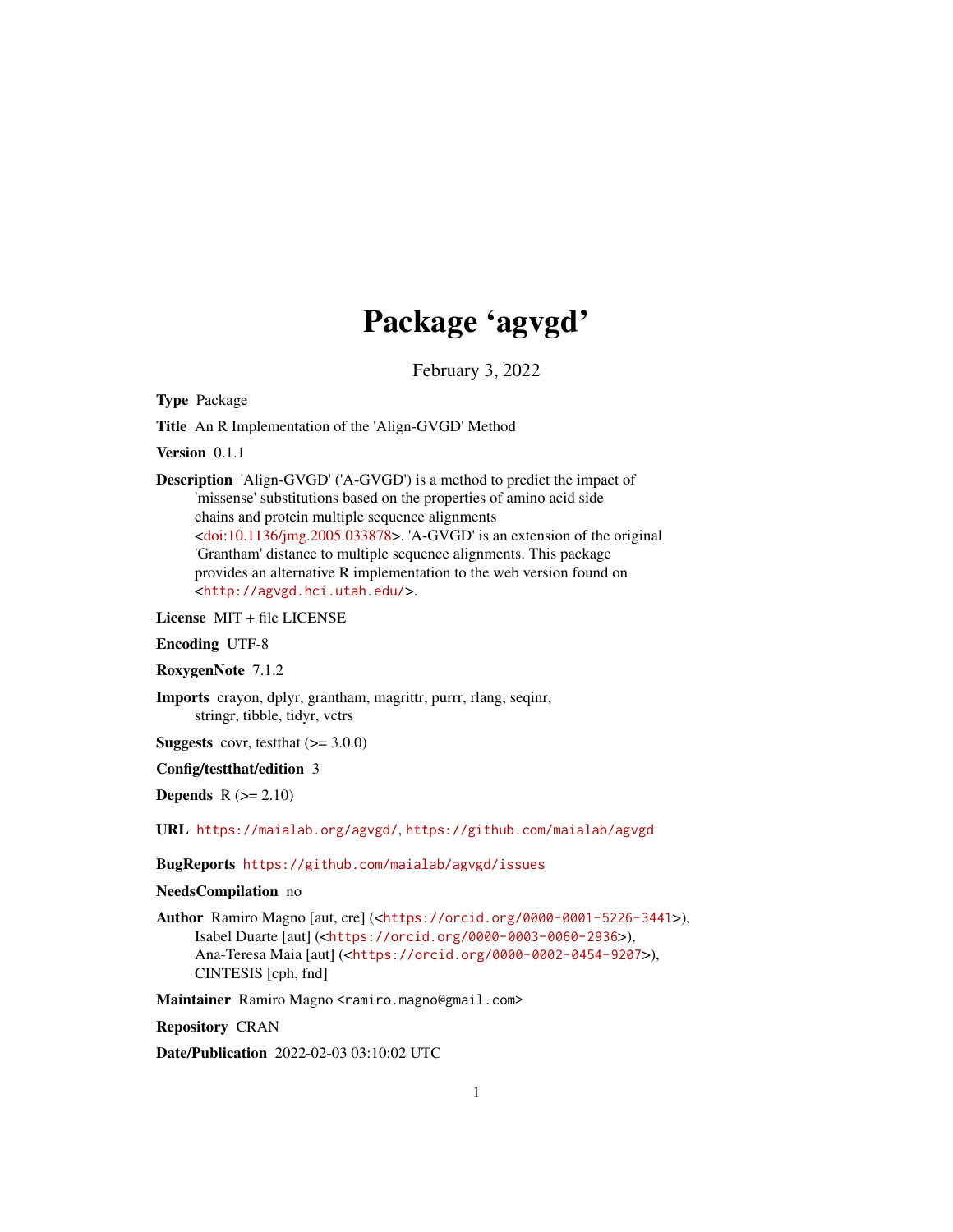# Package 'agvgd'

February 3, 2022

**Type** Package

**Title** An R Implementation of the 'Align-GVGD' Method

**Version** 0.1.1

**Description** 'Align-GVGD' ('A-GVGD') is a method to predict the impact of 'missense' substitutions based on the properties of amino acid side chains and protein multiple sequence alignments <doi:10.1136/jmg.2005.033878>. 'A-GVGD' is an extension of the original 'Grantham' distance to multiple sequence alignments. This package provides an alternative R implementation to the web version found on <http://agvgd.hci.utah.edu/>.

**License** MIT + file LICENSE

**Encoding** UTF-8

**RoxygenNote** 7.1.2

**Imports** crayon, dplyr, grantham, magrittr, purrr, rlang, seqinr, stringr, tibble, tidyr, vctrs

**Suggests** covr, testthat (>= 3.0.0)

**Config/testthat/edition** 3

**Depends** R (>= 2.10)

**URL** https://maialab.org/agvgd/, https://github.com/maialab/agvgd

**BugReports** https://github.com/maialab/agvgd/issues

**NeedsCompilation** no

**Author** Ramiro Magno [aut, cre] (<https://orcid.org/0000-0001-5226-3441>), Isabel Duarte [aut] (<https://orcid.org/0000-0003-0060-2936>), Ana-Teresa Maia [aut] (<https://orcid.org/0000-0002-0454-9207>), CINTESIS [cph, fnd]

**Maintainer** Ramiro Magno <ramiro.magno@gmail.com>

**Repository** CRAN

**Date/Publication** 2022-02-03 03:10:02 UTC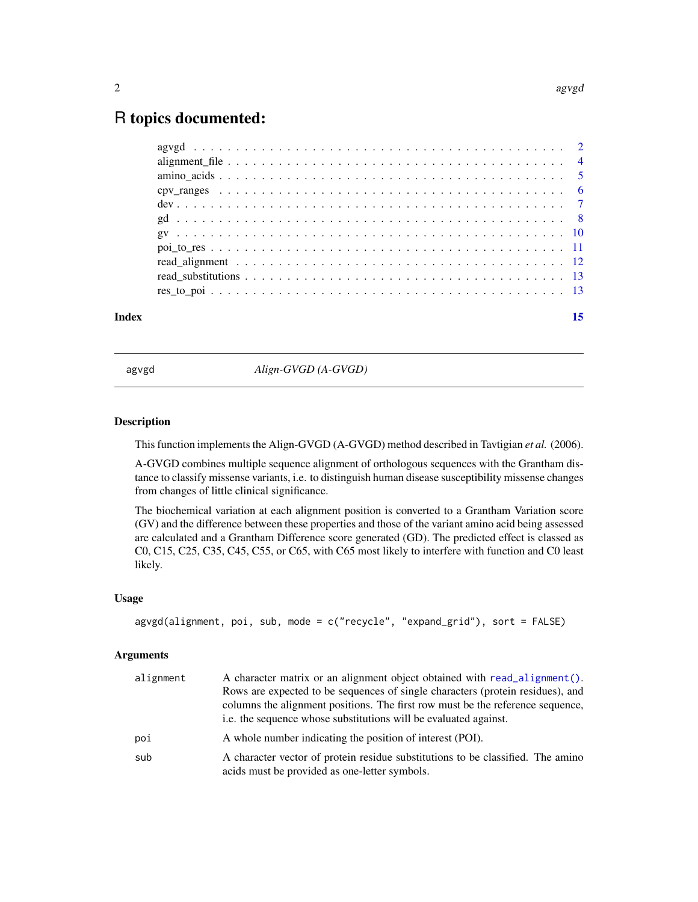# R topics documented:

| | |
|---|---|
| agvgd | 2 |
| alignment_file | 4 |
| amino_acids | 5 |
| cpv_ranges | 6 |
| dev | 7 |
| gd | 8 |
| gv | 10 |
| poi_to_res | 11 |
| read_alignment | 12 |
| read_substitutions | 13 |
| res_to_poi | 13 |

**Index** **15**

---

agvgd *Align-GVGD (A-GVGD)*

---

## Description

This function implements the Align-GVGD (A-GVGD) method described in Tavtigian *et al.* (2006).

A-GVGD combines multiple sequence alignment of orthologous sequences with the Grantham distance to classify missense variants, i.e. to distinguish human disease susceptibility missense changes from changes of little clinical significance.

The biochemical variation at each alignment position is converted to a Grantham Variation score (GV) and the difference between these properties and those of the variant amino acid being assessed are calculated and a Grantham Difference score generated (GD). The predicted effect is classed as C0, C15, C25, C35, C45, C55, or C65, with C65 most likely to interfere with function and C0 least likely.

## Usage

```
agvgd(alignment, poi, sub, mode = c("recycle", "expand_grid"), sort = FALSE)
```

## Arguments

| | |
|---|---|
| alignment | A character matrix or an alignment object obtained with `read_alignment()`. Rows are expected to be sequences of single characters (protein residues), and columns the alignment positions. The first row must be the reference sequence, i.e. the sequence whose substitutions will be evaluated against. |
| poi | A whole number indicating the position of interest (POI). |
| sub | A character vector of protein residue substitutions to be classified. The amino acids must be provided as one-letter symbols. |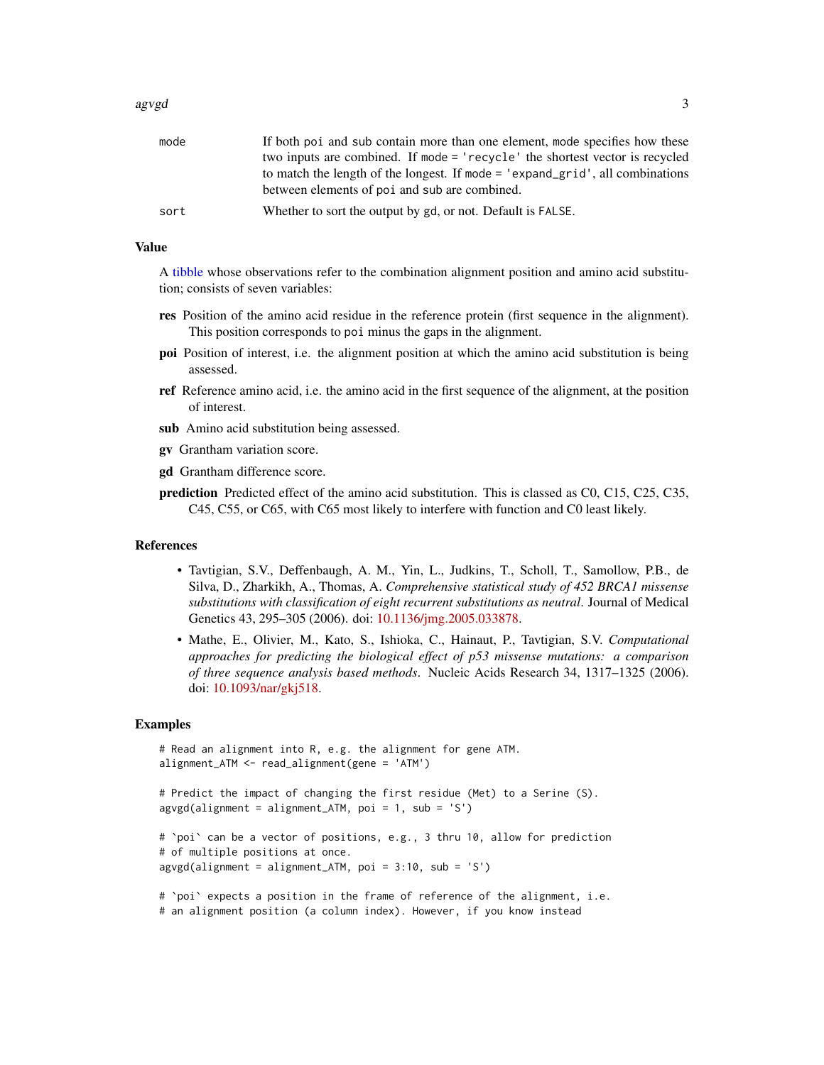| | |
|---|---|
| mode | If both poi and sub contain more than one element, mode specifies how these two inputs are combined. If mode = 'recycle' the shortest vector is recycled to match the length of the longest. If mode = 'expand_grid', all combinations between elements of poi and sub are combined. |
| sort | Whether to sort the output by gd, or not. Default is FALSE. |

## Value

A tibble whose observations refer to the combination alignment position and amino acid substitution; consists of seven variables:

- **res** Position of the amino acid residue in the reference protein (first sequence in the alignment). This position corresponds to poi minus the gaps in the alignment.
- **poi** Position of interest, i.e. the alignment position at which the amino acid substitution is being assessed.
- **ref** Reference amino acid, i.e. the amino acid in the first sequence of the alignment, at the position of interest.
- **sub** Amino acid substitution being assessed.
- **gv** Grantham variation score.
- **gd** Grantham difference score.
- **prediction** Predicted effect of the amino acid substitution. This is classed as C0, C15, C25, C35, C45, C55, or C65, with C65 most likely to interfere with function and C0 least likely.

## References

- Tavtigian, S.V., Deffenbaugh, A. M., Yin, L., Judkins, T., Scholl, T., Samollow, P.B., de Silva, D., Zharkikh, A., Thomas, A. *Comprehensive statistical study of 452 BRCA1 missense substitutions with classification of eight recurrent substitutions as neutral*. Journal of Medical Genetics 43, 295–305 (2006). doi: 10.1136/jmg.2005.033878.
- Mathe, E., Olivier, M., Kato, S., Ishioka, C., Hainaut, P., Tavtigian, S.V. *Computational approaches for predicting the biological effect of p53 missense mutations: a comparison of three sequence analysis based methods*. Nucleic Acids Research 34, 1317–1325 (2006). doi: 10.1093/nar/gkj518.

## Examples

```
# Read an alignment into R, e.g. the alignment for gene ATM.
alignment_ATM <- read_alignment(gene = 'ATM')

# Predict the impact of changing the first residue (Met) to a Serine (S).
agvgd(alignment = alignment_ATM, poi = 1, sub = 'S')

# `poi` can be a vector of positions, e.g., 3 thru 10, allow for prediction
# of multiple positions at once.
agvgd(alignment = alignment_ATM, poi = 3:10, sub = 'S')

# `poi` expects a position in the frame of reference of the alignment, i.e.
# an alignment position (a column index). However, if you know instead
```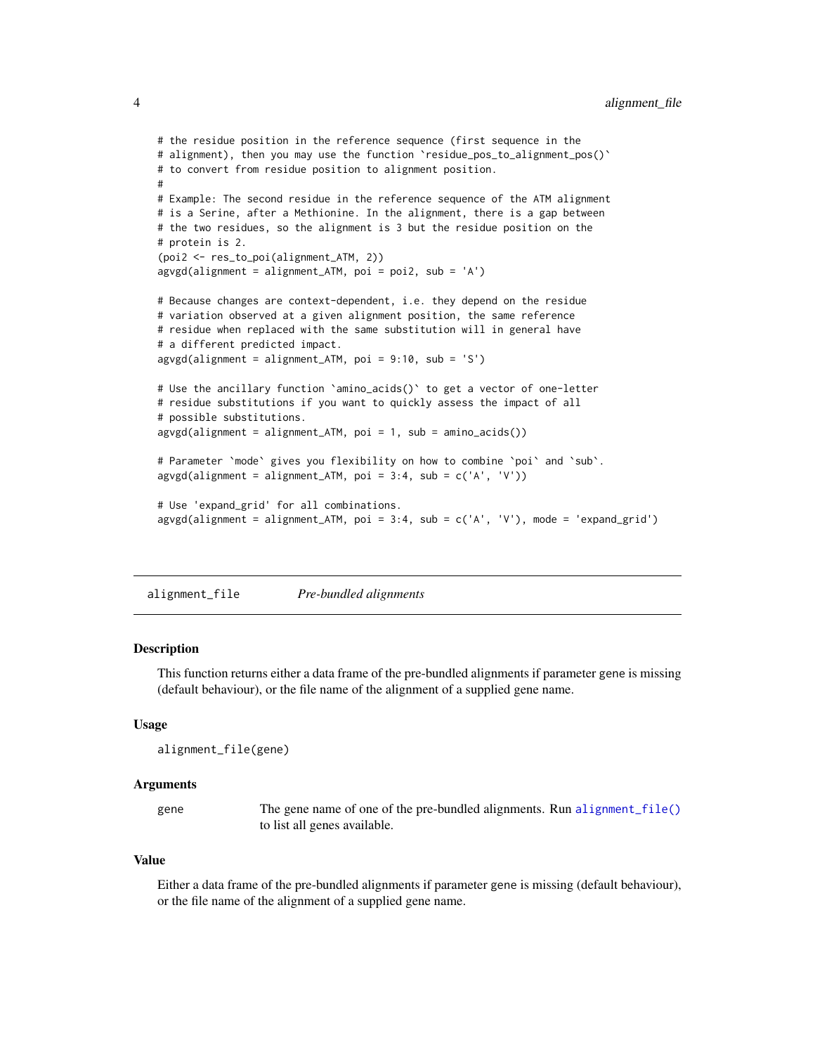```
# the residue position in the reference sequence (first sequence in the
# alignment), then you may use the function `residue_pos_to_alignment_pos()`
# to convert from residue position to alignment position.
#
# Example: The second residue in the reference sequence of the ATM alignment
# is a Serine, after a Methionine. In the alignment, there is a gap between
# the two residues, so the alignment is 3 but the residue position on the
# protein is 2.
(poi2 <- res_to_poi(alignment_ATM, 2))
agvgd(alignment = alignment_ATM, poi = poi2, sub = 'A')

# Because changes are context-dependent, i.e. they depend on the residue
# variation observed at a given alignment position, the same reference
# residue when replaced with the same substitution will in general have
# a different predicted impact.
agvgd(alignment = alignment_ATM, poi = 9:10, sub = 'S')

# Use the ancillary function `amino_acids()` to get a vector of one-letter
# residue substitutions if you want to quickly assess the impact of all
# possible substitutions.
agvgd(alignment = alignment_ATM, poi = 1, sub = amino_acids())

# Parameter `mode` gives you flexibility on how to combine `poi` and `sub`.
agvgd(alignment = alignment_ATM, poi = 3:4, sub = c('A', 'V'))

# Use 'expand_grid' for all combinations.
agvgd(alignment = alignment_ATM, poi = 3:4, sub = c('A', 'V'), mode = 'expand_grid')
```

## alignment_file — *Pre-bundled alignments*

### Description

This function returns either a data frame of the pre-bundled alignments if parameter gene is missing (default behaviour), or the file name of the alignment of a supplied gene name.

### Usage

```
alignment_file(gene)
```

### Arguments

| | |
|---|---|
| gene | The gene name of one of the pre-bundled alignments. Run `alignment_file()` to list all genes available. |

### Value

Either a data frame of the pre-bundled alignments if parameter gene is missing (default behaviour), or the file name of the alignment of a supplied gene name.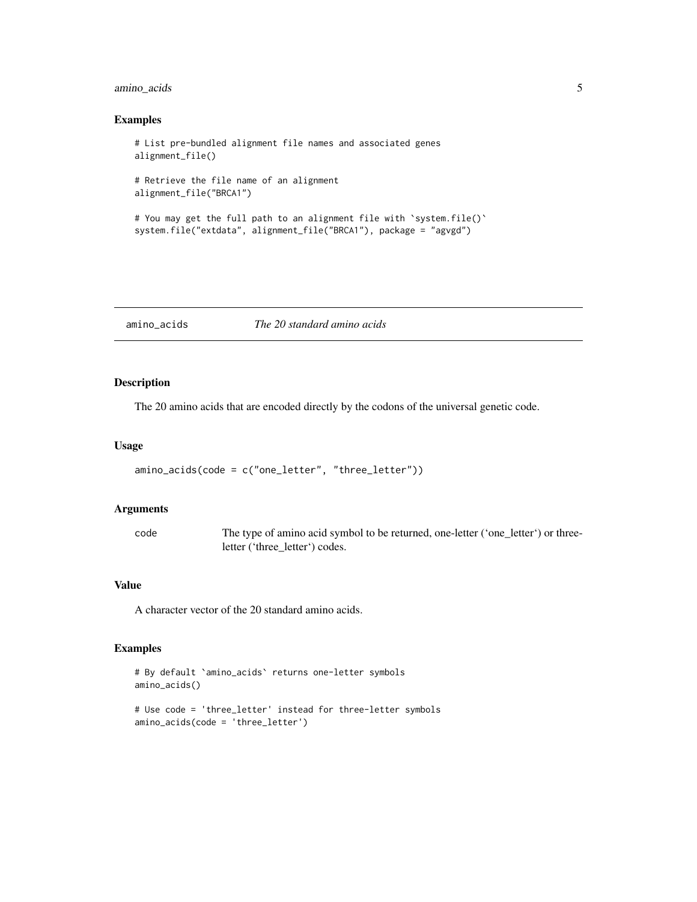### Examples

```
# List pre-bundled alignment file names and associated genes
alignment_file()

# Retrieve the file name of an alignment
alignment_file("BRCA1")

# You may get the full path to an alignment file with `system.file()`
system.file("extdata", alignment_file("BRCA1"), package = "agvgd")
```

---

## amino_acids — *The 20 standard amino acids*

---

### Description

The 20 amino acids that are encoded directly by the codons of the universal genetic code.

### Usage

```
amino_acids(code = c("one_letter", "three_letter"))
```

### Arguments

| | |
|---|---|
| code | The type of amino acid symbol to be returned, one-letter ('one_letter') or three-letter ('three_letter') codes. |

### Value

A character vector of the 20 standard amino acids.

### Examples

```
# By default `amino_acids` returns one-letter symbols
amino_acids()

# Use code = 'three_letter' instead for three-letter symbols
amino_acids(code = 'three_letter')
```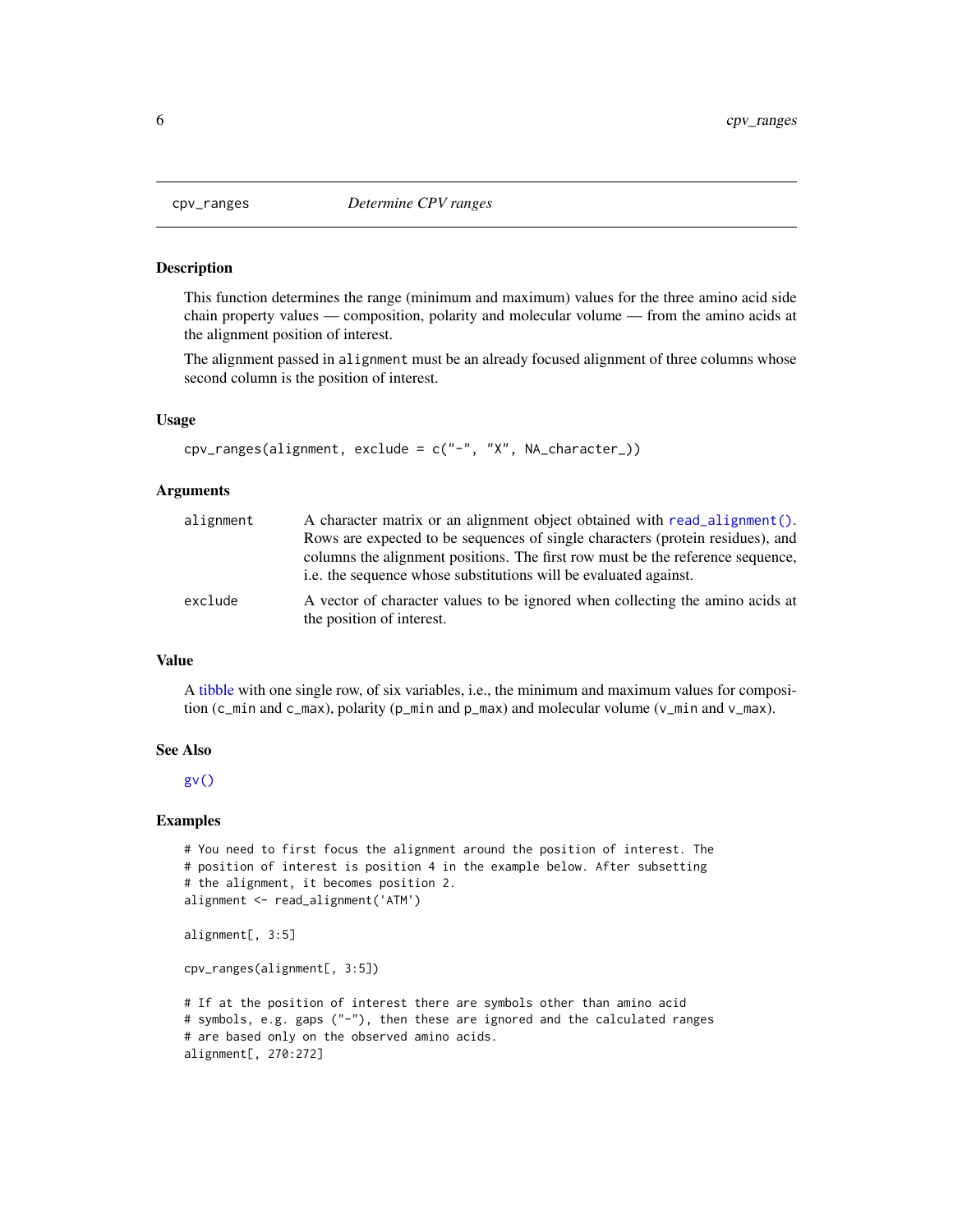cpv_ranges *Determine CPV ranges*

## Description

This function determines the range (minimum and maximum) values for the three amino acid side chain property values — composition, polarity and molecular volume — from the amino acids at the alignment position of interest.

The alignment passed in `alignment` must be an already focused alignment of three columns whose second column is the position of interest.

## Usage

```
cpv_ranges(alignment, exclude = c("-", "X", NA_character_))
```

## Arguments

| | |
|---|---|
| `alignment` | A character matrix or an alignment object obtained with `read_alignment()`. Rows are expected to be sequences of single characters (protein residues), and columns the alignment positions. The first row must be the reference sequence, i.e. the sequence whose substitutions will be evaluated against. |
| `exclude` | A vector of character values to be ignored when collecting the amino acids at the position of interest. |

## Value

A tibble with one single row, of six variables, i.e., the minimum and maximum values for composition (`c_min` and `c_max`), polarity (`p_min` and `p_max`) and molecular volume (`v_min` and `v_max`).

## See Also

`gv()`

## Examples

```
# You need to first focus the alignment around the position of interest. The
# position of interest is position 4 in the example below. After subsetting
# the alignment, it becomes position 2.
alignment <- read_alignment('ATM')

alignment[, 3:5]

cpv_ranges(alignment[, 3:5])

# If at the position of interest there are symbols other than amino acid
# symbols, e.g. gaps ("-"), then these are ignored and the calculated ranges
# are based only on the observed amino acids.
alignment[, 270:272]
```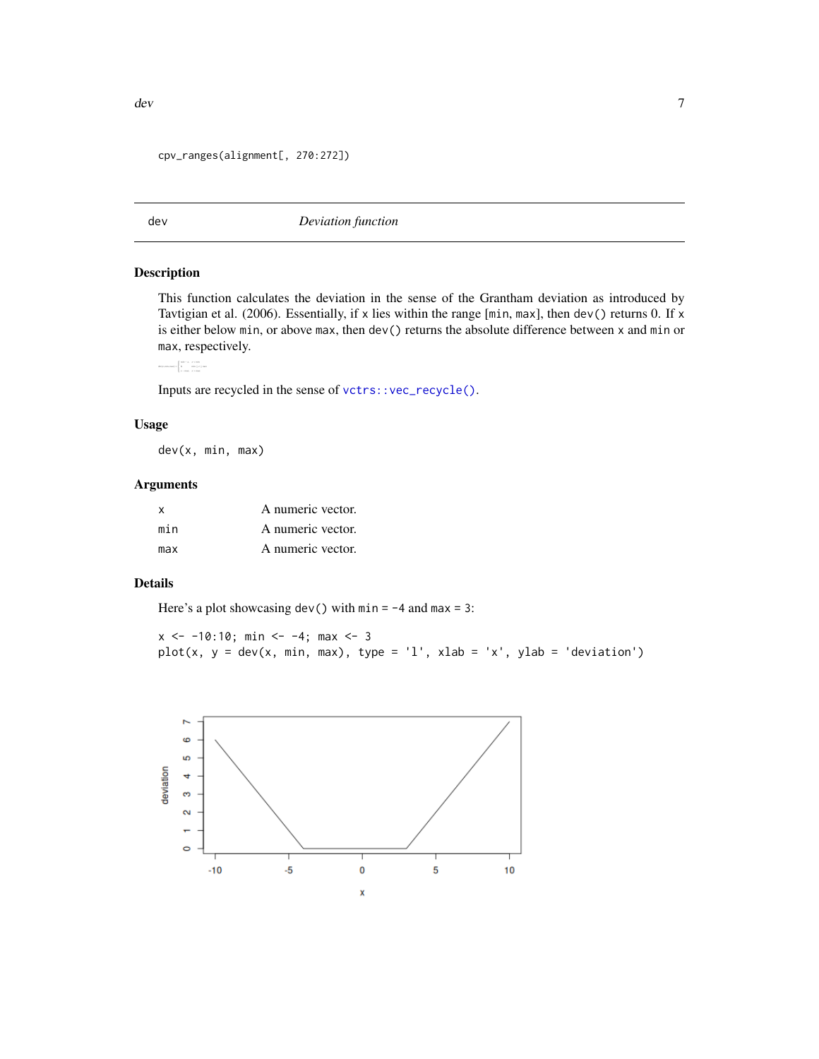```
cpv_ranges(alignment[, 270:272])
```

## dev — *Deviation function*

### Description

This function calculates the deviation in the sense of the Grantham deviation as introduced by Tavtigian et al. (2006). Essentially, if `x` lies within the range [`min`, `max`], then `dev()` returns 0. If `x` is either below `min`, or above `max`, then `dev()` returns the absolute difference between `x` and `min` or `max`, respectively.

Inputs are recycled in the sense of `vctrs::vec_recycle()`.

### Usage

```
dev(x, min, max)
```

### Arguments

| | |
|---|---|
| `x` | A numeric vector. |
| `min` | A numeric vector. |
| `max` | A numeric vector. |

### Details

Here's a plot showcasing `dev()` with `min = -4` and `max = 3`:

```
x <- -10:10; min <- -4; max <- 3
plot(x, y = dev(x, min, max), type = 'l', xlab = 'x', ylab = 'deviation')
```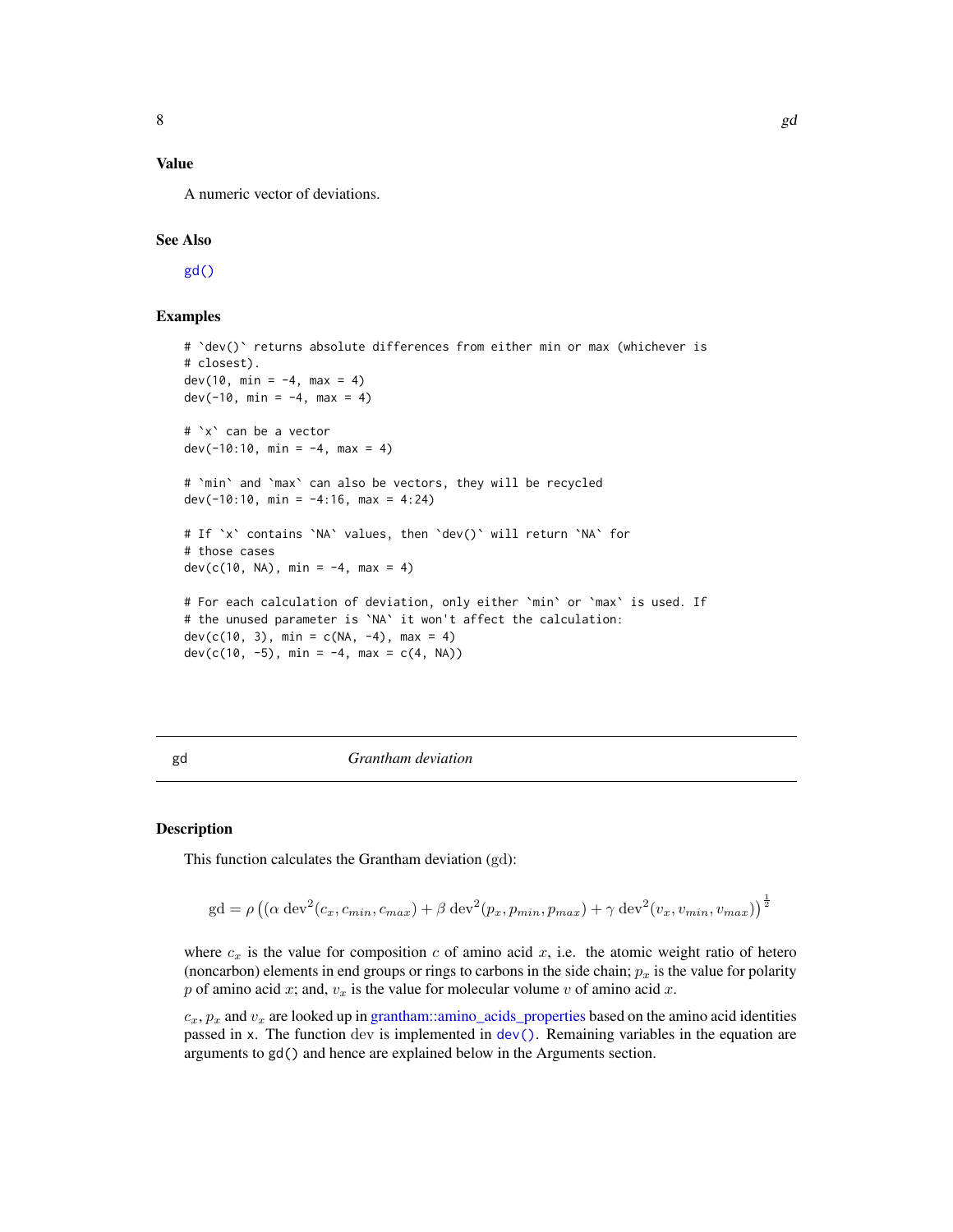### Value

A numeric vector of deviations.

### See Also

gd()

### Examples

```
# `dev()` returns absolute differences from either min or max (whichever is
# closest).
dev(10, min = -4, max = 4)
dev(-10, min = -4, max = 4)

# `x` can be a vector
dev(-10:10, min = -4, max = 4)

# `min` and `max` can also be vectors, they will be recycled
dev(-10:10, min = -4:16, max = 4:24)

# If `x` contains `NA` values, then `dev()` will return `NA` for
# those cases
dev(c(10, NA), min = -4, max = 4)

# For each calculation of deviation, only either `min` or `max` is used. If
# the unused parameter is `NA` it won't affect the calculation:
dev(c(10, 3), min = c(NA, -4), max = 4)
dev(c(10, -5), min = -4, max = c(4, NA))
```

---

## gd — *Grantham deviation*

---

### Description

This function calculates the Grantham deviation ($\mathrm{gd}$):

$$\mathrm{gd} = \rho \left( (\alpha \, \mathrm{dev}^2(c_x, c_{min}, c_{max}) + \beta \, \mathrm{dev}^2(p_x, p_{min}, p_{max}) + \gamma \, \mathrm{dev}^2(v_x, v_{min}, v_{max}) \right)^{\frac{1}{2}}$$

where $c_x$ is the value for composition $c$ of amino acid $x$, i.e. the atomic weight ratio of hetero (noncarbon) elements in end groups or rings to carbons in the side chain; $p_x$ is the value for polarity $p$ of amino acid $x$; and, $v_x$ is the value for molecular volume $v$ of amino acid $x$.

$c_x$, $p_x$ and $v_x$ are looked up in grantham::amino_acids_properties based on the amino acid identities passed in x. The function $\mathrm{dev}$ is implemented in dev(). Remaining variables in the equation are arguments to gd() and hence are explained below in the Arguments section.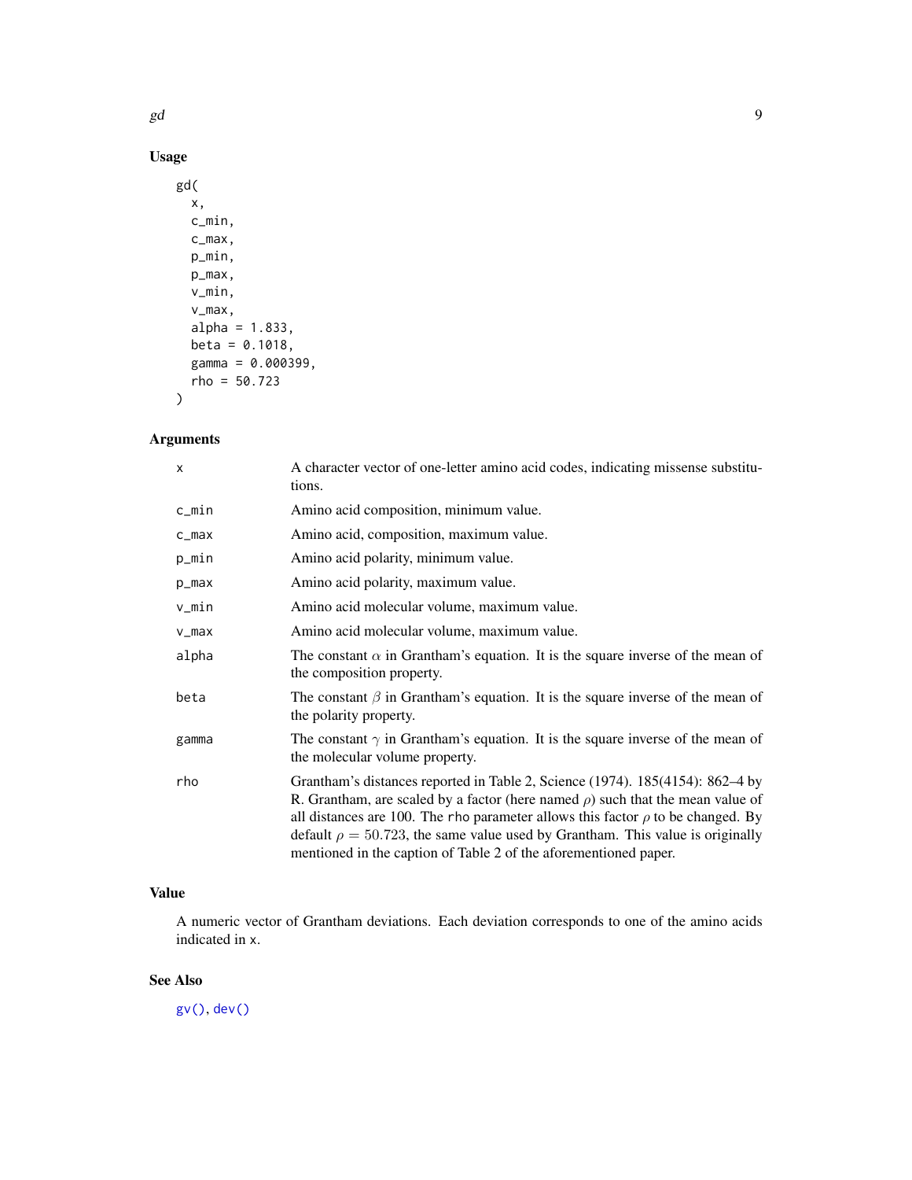## Usage

```
gd(
  x,
  c_min,
  c_max,
  p_min,
  p_max,
  v_min,
  v_max,
  alpha = 1.833,
  beta = 0.1018,
  gamma = 0.000399,
  rho = 50.723
)
```

## Arguments

| | |
|---|---|
| x | A character vector of one-letter amino acid codes, indicating missense substitutions. |
| c_min | Amino acid composition, minimum value. |
| c_max | Amino acid, composition, maximum value. |
| p_min | Amino acid polarity, minimum value. |
| p_max | Amino acid polarity, maximum value. |
| v_min | Amino acid molecular volume, maximum value. |
| v_max | Amino acid molecular volume, maximum value. |
| alpha | The constant $\alpha$ in Grantham's equation. It is the square inverse of the mean of the composition property. |
| beta | The constant $\beta$ in Grantham's equation. It is the square inverse of the mean of the polarity property. |
| gamma | The constant $\gamma$ in Grantham's equation. It is the square inverse of the mean of the molecular volume property. |
| rho | Grantham's distances reported in Table 2, Science (1974). 185(4154): 862–4 by R. Grantham, are scaled by a factor (here named $\rho$) such that the mean value of all distances are 100. The rho parameter allows this factor $\rho$ to be changed. By default $\rho = 50.723$, the same value used by Grantham. This value is originally mentioned in the caption of Table 2 of the aforementioned paper. |

## Value

A numeric vector of Grantham deviations. Each deviation corresponds to one of the amino acids indicated in x.

## See Also

gv(), dev()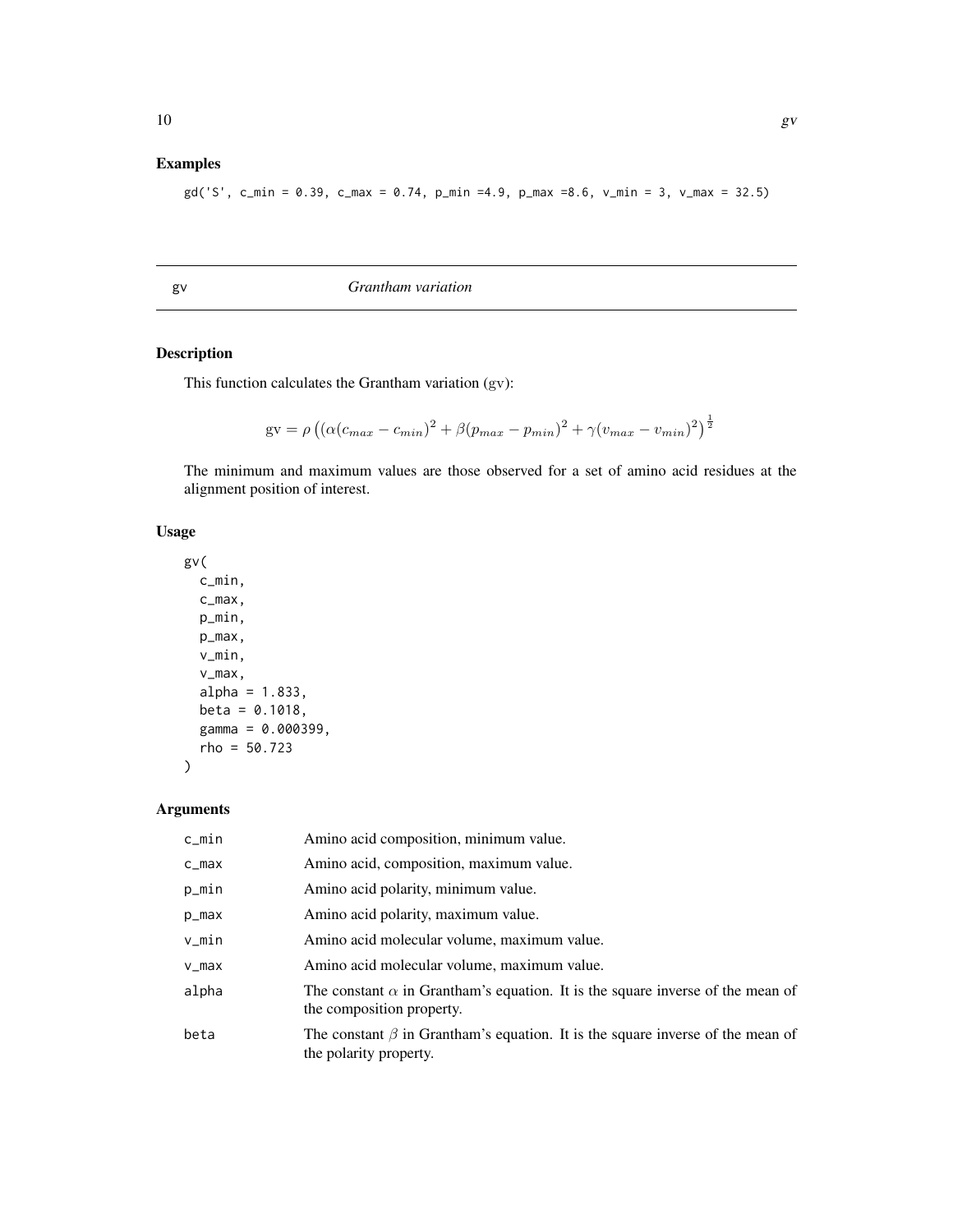## Examples

```
gd('S', c_min = 0.39, c_max = 0.74, p_min =4.9, p_max =8.6, v_min = 3, v_max = 32.5)
```

---

# gv — *Grantham variation*

## Description

This function calculates the Grantham variation (gv):

$$\text{gv} = \rho \left( (\alpha(c_{max} - c_{min})^2 + \beta(p_{max} - p_{min})^2 + \gamma(v_{max} - v_{min})^2 \right)^{\frac{1}{2}}$$

The minimum and maximum values are those observed for a set of amino acid residues at the alignment position of interest.

## Usage

```
gv(
  c_min,
  c_max,
  p_min,
  p_max,
  v_min,
  v_max,
  alpha = 1.833,
  beta = 0.1018,
  gamma = 0.000399,
  rho = 50.723
)
```

## Arguments

| | |
|---|---|
| c_min | Amino acid composition, minimum value. |
| c_max | Amino acid, composition, maximum value. |
| p_min | Amino acid polarity, minimum value. |
| p_max | Amino acid polarity, maximum value. |
| v_min | Amino acid molecular volume, maximum value. |
| v_max | Amino acid molecular volume, maximum value. |
| alpha | The constant $\alpha$ in Grantham's equation. It is the square inverse of the mean of the composition property. |
| beta | The constant $\beta$ in Grantham's equation. It is the square inverse of the mean of the polarity property. |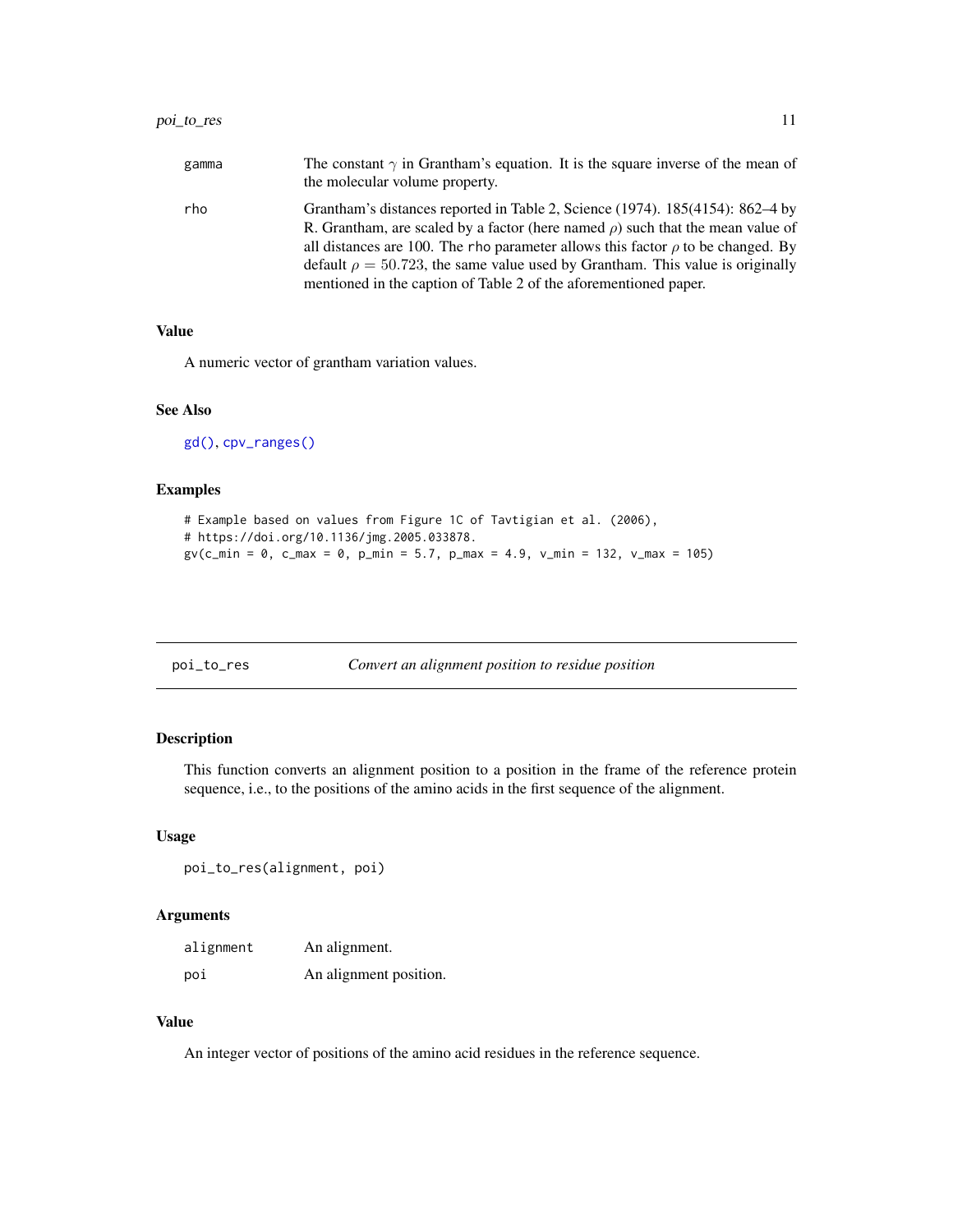| | |
|---|---|
| gamma | The constant $\gamma$ in Grantham's equation. It is the square inverse of the mean of the molecular volume property. |
| rho | Grantham's distances reported in Table 2, Science (1974). 185(4154): 862–4 by R. Grantham, are scaled by a factor (here named $\rho$) such that the mean value of all distances are 100. The rho parameter allows this factor $\rho$ to be changed. By default $\rho = 50.723$, the same value used by Grantham. This value is originally mentioned in the caption of Table 2 of the aforementioned paper. |

### Value

A numeric vector of grantham variation values.

### See Also

gd(), cpv_ranges()

### Examples

```
# Example based on values from Figure 1C of Tavtigian et al. (2006),
# https://doi.org/10.1136/jmg.2005.033878.
gv(c_min = 0, c_max = 0, p_min = 5.7, p_max = 4.9, v_min = 132, v_max = 105)
```

## poi_to_res — *Convert an alignment position to residue position*

### Description

This function converts an alignment position to a position in the frame of the reference protein sequence, i.e., to the positions of the amino acids in the first sequence of the alignment.

### Usage

```
poi_to_res(alignment, poi)
```

### Arguments

| | |
|---|---|
| alignment | An alignment. |
| poi | An alignment position. |

### Value

An integer vector of positions of the amino acid residues in the reference sequence.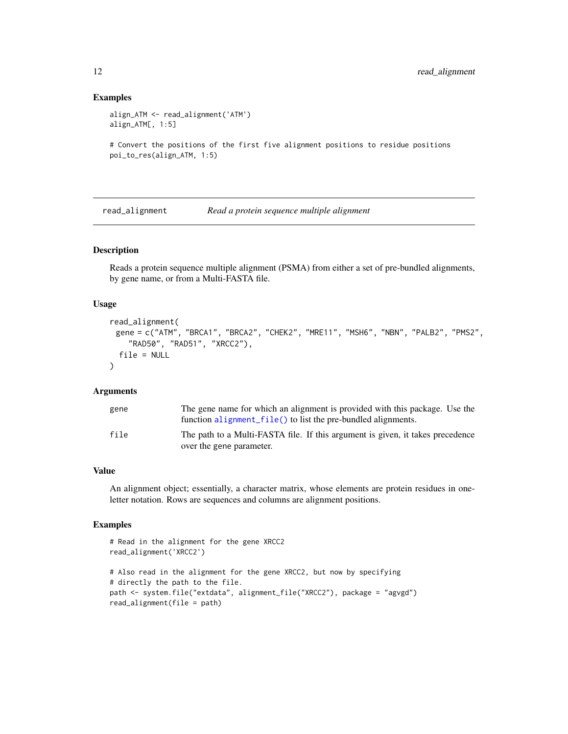## Examples

```
align_ATM <- read_alignment('ATM')
align_ATM[, 1:5]

# Convert the positions of the first five alignment positions to residue positions
poi_to_res(align_ATM, 1:5)
```

---

read_alignment *Read a protein sequence multiple alignment*

---

## Description

Reads a protein sequence multiple alignment (PSMA) from either a set of pre-bundled alignments, by gene name, or from a Multi-FASTA file.

## Usage

```
read_alignment(
  gene = c("ATM", "BRCA1", "BRCA2", "CHEK2", "MRE11", "MSH6", "NBN", "PALB2", "PMS2",
    "RAD50", "RAD51", "XRCC2"),
  file = NULL
)
```

## Arguments

| | |
|---|---|
| gene | The gene name for which an alignment is provided with this package. Use the function `alignment_file()` to list the pre-bundled alignments. |
| file | The path to a Multi-FASTA file. If this argument is given, it takes precedence over the gene parameter. |

## Value

An alignment object; essentially, a character matrix, whose elements are protein residues in one-letter notation. Rows are sequences and columns are alignment positions.

## Examples

```
# Read in the alignment for the gene XRCC2
read_alignment('XRCC2')

# Also read in the alignment for the gene XRCC2, but now by specifying
# directly the path to the file.
path <- system.file("extdata", alignment_file("XRCC2"), package = "agvgd")
read_alignment(file = path)
```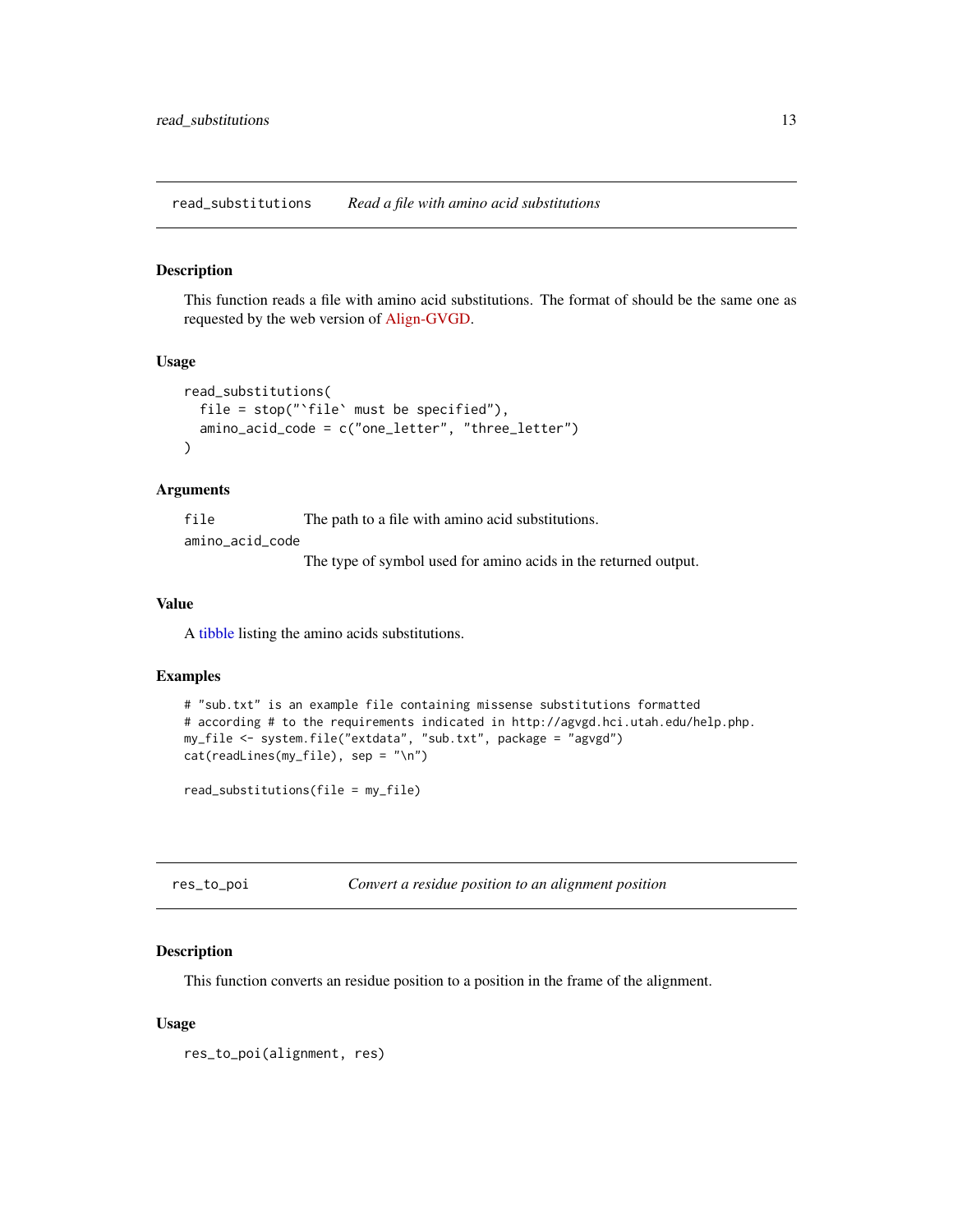## read_substitutions — *Read a file with amino acid substitutions*

### Description

This function reads a file with amino acid substitutions. The format of should be the same one as requested by the web version of Align-GVGD.

### Usage

```
read_substitutions(
  file = stop("`file` must be specified"),
  amino_acid_code = c("one_letter", "three_letter")
)
```

### Arguments

| | |
|---|---|
| `file` | The path to a file with amino acid substitutions. |
| `amino_acid_code` | The type of symbol used for amino acids in the returned output. |

### Value

A tibble listing the amino acids substitutions.

### Examples

```
# "sub.txt" is an example file containing missense substitutions formatted
# according # to the requirements indicated in http://agvgd.hci.utah.edu/help.php.
my_file <- system.file("extdata", "sub.txt", package = "agvgd")
cat(readLines(my_file), sep = "\n")

read_substitutions(file = my_file)
```

## res_to_poi — *Convert a residue position to an alignment position*

### Description

This function converts an residue position to a position in the frame of the alignment.

### Usage

```
res_to_poi(alignment, res)
```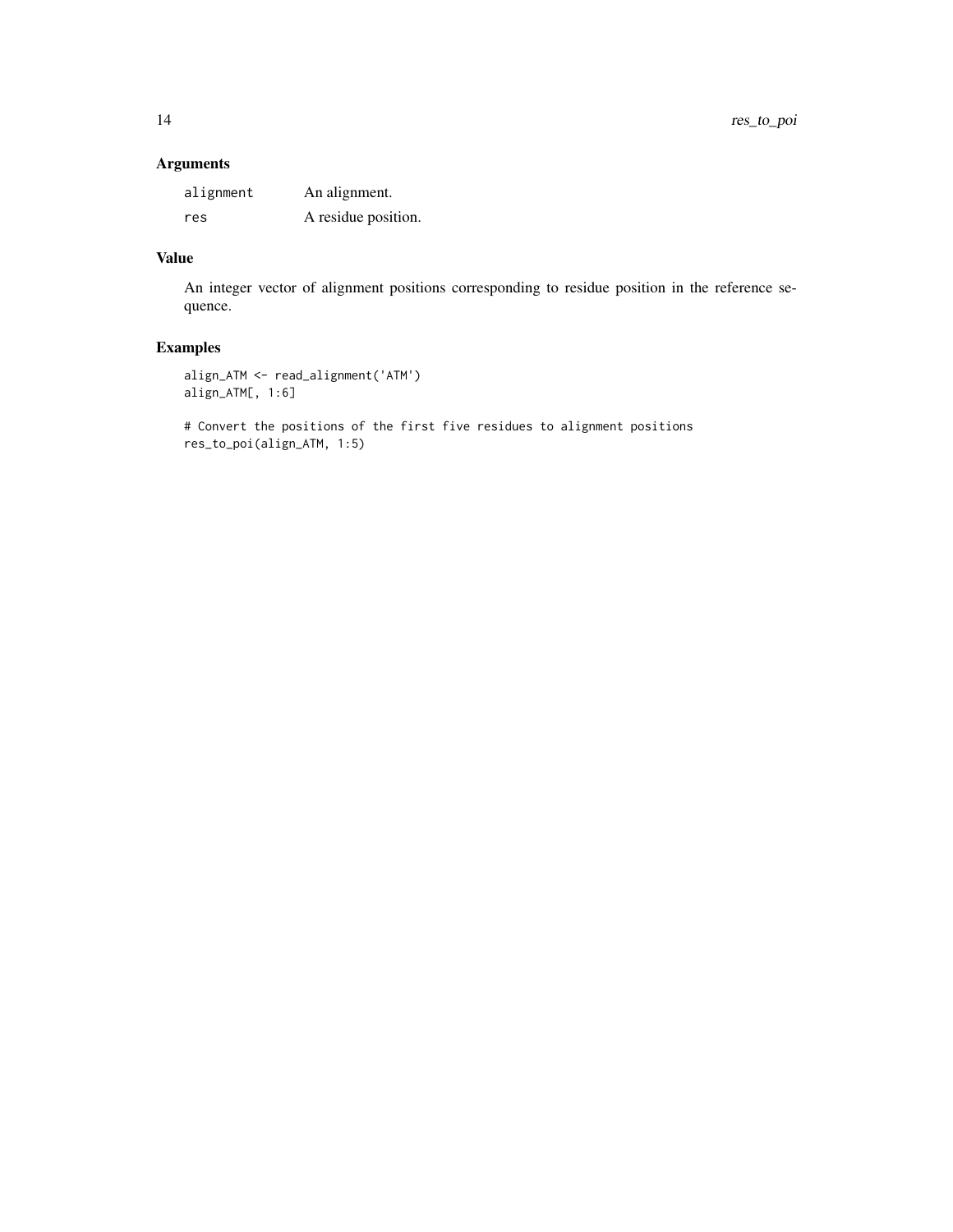## Arguments

| | |
|---|---|
| `alignment` | An alignment. |
| `res` | A residue position. |

## Value

An integer vector of alignment positions corresponding to residue position in the reference sequence.

## Examples

```
align_ATM <- read_alignment('ATM')
align_ATM[, 1:6]

# Convert the positions of the first five residues to alignment positions
res_to_poi(align_ATM, 1:5)
```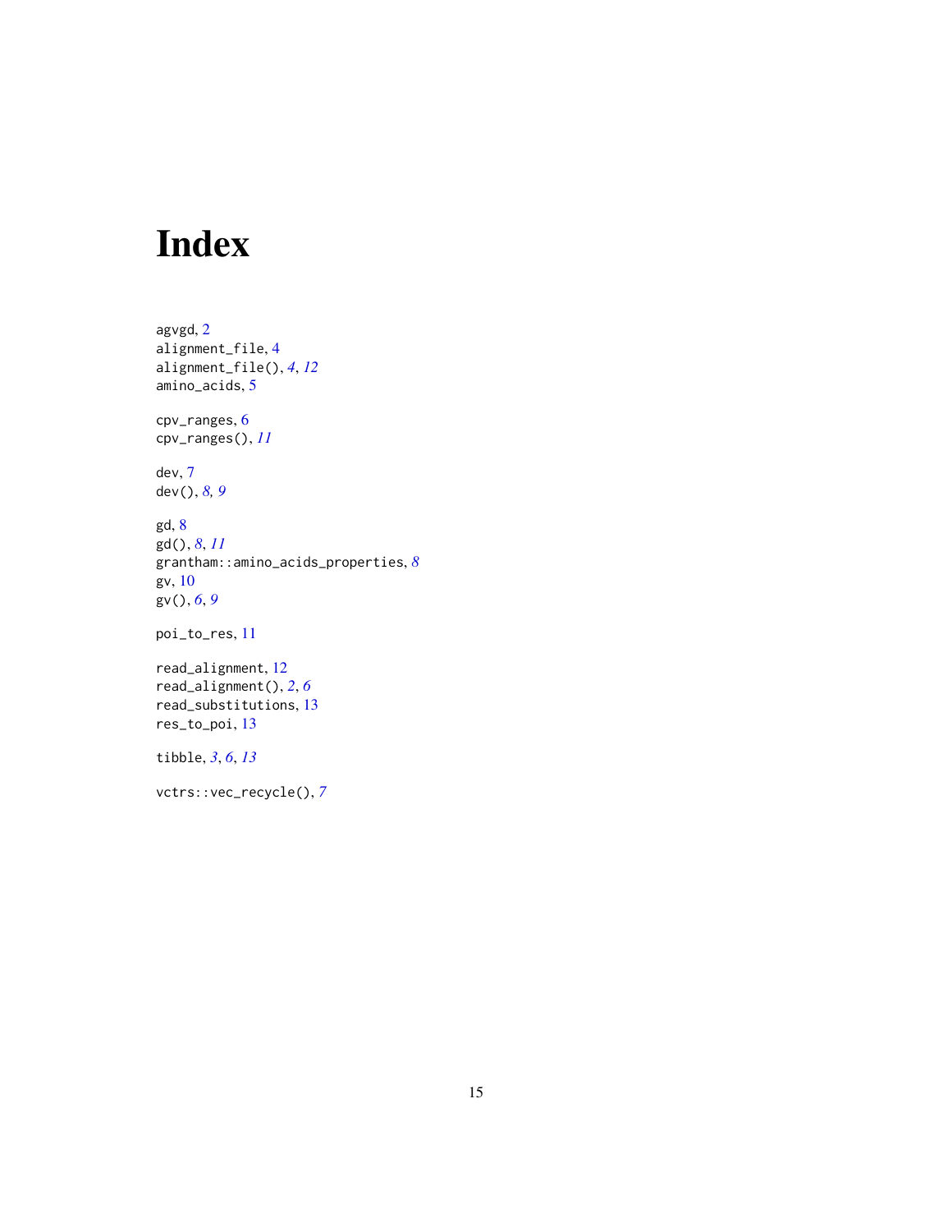# Index

agvgd, 2
alignment_file, 4
alignment_file(), *4*, *12*
amino_acids, 5

cpv_ranges, 6
cpv_ranges(), *11*

dev, 7
dev(), *8, 9*

gd, 8
gd(), *8*, *11*
grantham::amino_acids_properties, *8*
gv, 10
gv(), *6*, *9*

poi_to_res, 11

read_alignment, 12
read_alignment(), *2*, *6*
read_substitutions, 13
res_to_poi, 13

tibble, *3*, *6*, *13*

vctrs::vec_recycle(), *7*